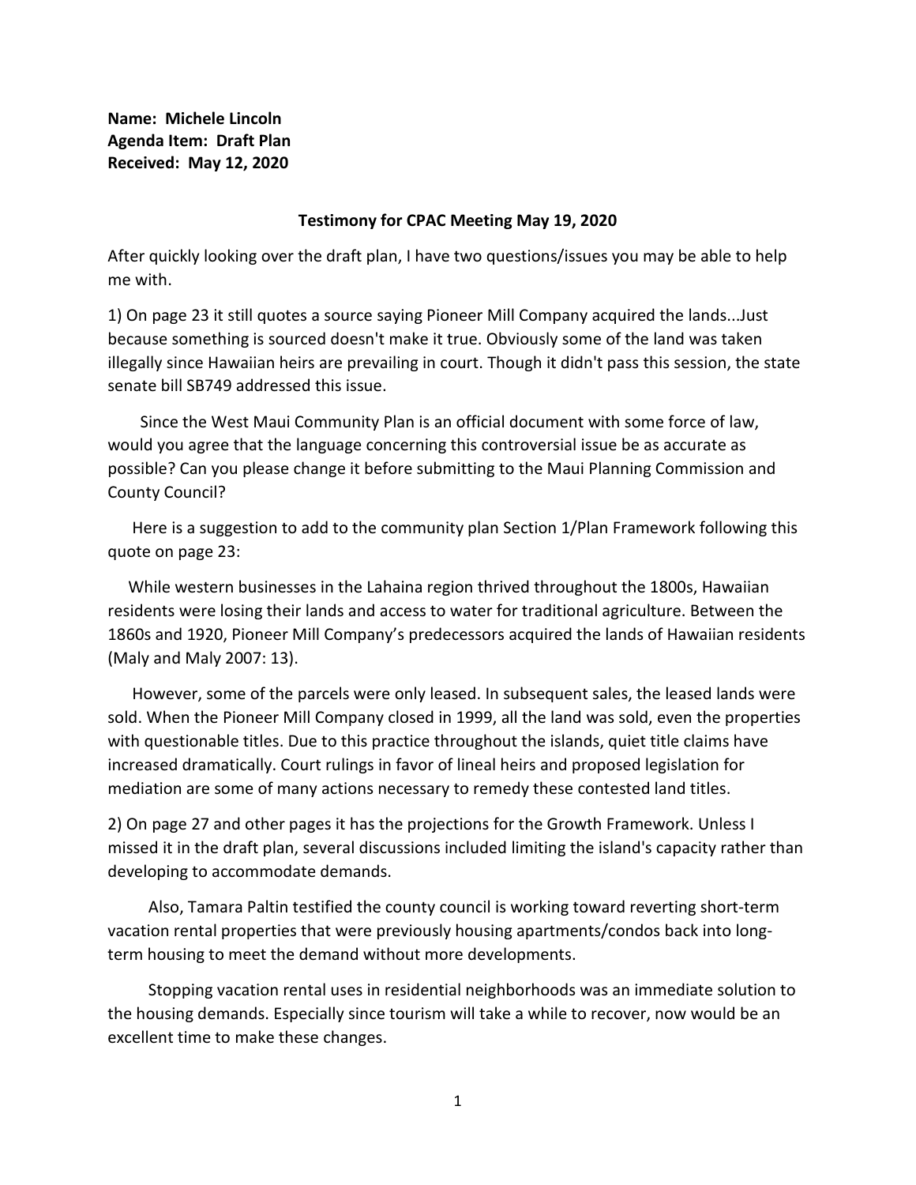**Name: Michele Lincoln**
**Agenda Item: Draft Plan**
**Received: May 12, 2020**

## Testimony for CPAC Meeting May 19, 2020

After quickly looking over the draft plan, I have two questions/issues you may be able to help me with.

1) On page 23 it still quotes a source saying Pioneer Mill Company acquired the lands...Just because something is sourced doesn't make it true. Obviously some of the land was taken illegally since Hawaiian heirs are prevailing in court. Though it didn't pass this session, the state senate bill SB749 addressed this issue.

Since the West Maui Community Plan is an official document with some force of law, would you agree that the language concerning this controversial issue be as accurate as possible? Can you please change it before submitting to the Maui Planning Commission and County Council?

Here is a suggestion to add to the community plan Section 1/Plan Framework following this quote on page 23:

While western businesses in the Lahaina region thrived throughout the 1800s, Hawaiian residents were losing their lands and access to water for traditional agriculture. Between the 1860s and 1920, Pioneer Mill Company's predecessors acquired the lands of Hawaiian residents (Maly and Maly 2007: 13).

However, some of the parcels were only leased. In subsequent sales, the leased lands were sold. When the Pioneer Mill Company closed in 1999, all the land was sold, even the properties with questionable titles. Due to this practice throughout the islands, quiet title claims have increased dramatically. Court rulings in favor of lineal heirs and proposed legislation for mediation are some of many actions necessary to remedy these contested land titles.

2) On page 27 and other pages it has the projections for the Growth Framework. Unless I missed it in the draft plan, several discussions included limiting the island's capacity rather than developing to accommodate demands.

Also, Tamara Paltin testified the county council is working toward reverting short-term vacation rental properties that were previously housing apartments/condos back into long-term housing to meet the demand without more developments.

Stopping vacation rental uses in residential neighborhoods was an immediate solution to the housing demands. Especially since tourism will take a while to recover, now would be an excellent time to make these changes.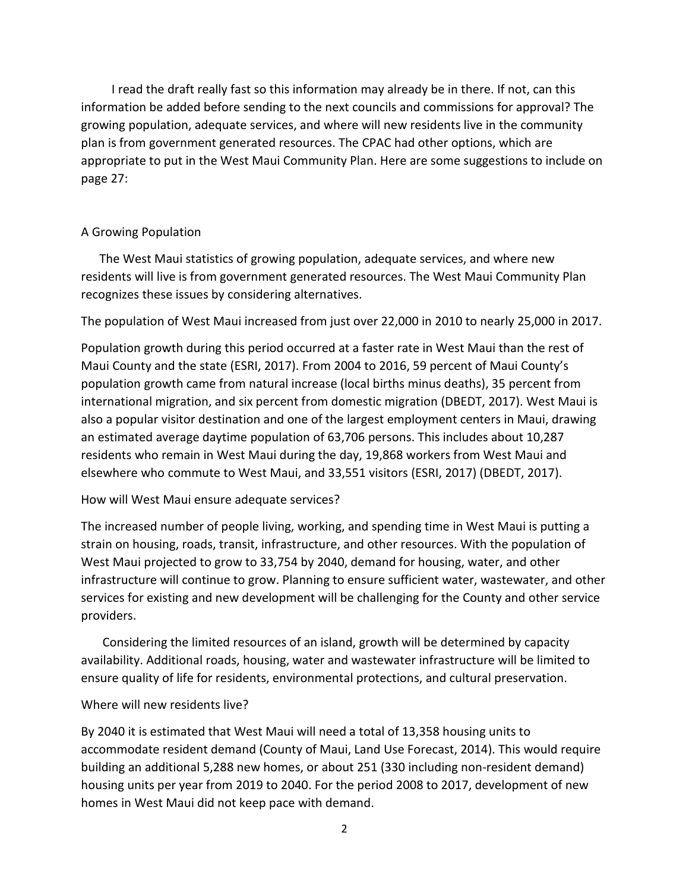I read the draft really fast so this information may already be in there. If not, can this information be added before sending to the next councils and commissions for approval? The growing population, adequate services, and where will new residents live in the community plan is from government generated resources. The CPAC had other options, which are appropriate to put in the West Maui Community Plan. Here are some suggestions to include on page 27:

A Growing Population

The West Maui statistics of growing population, adequate services, and where new residents will live is from government generated resources. The West Maui Community Plan recognizes these issues by considering alternatives.

The population of West Maui increased from just over 22,000 in 2010 to nearly 25,000 in 2017.

Population growth during this period occurred at a faster rate in West Maui than the rest of Maui County and the state (ESRI, 2017). From 2004 to 2016, 59 percent of Maui County's population growth came from natural increase (local births minus deaths), 35 percent from international migration, and six percent from domestic migration (DBEDT, 2017). West Maui is also a popular visitor destination and one of the largest employment centers in Maui, drawing an estimated average daytime population of 63,706 persons. This includes about 10,287 residents who remain in West Maui during the day, 19,868 workers from West Maui and elsewhere who commute to West Maui, and 33,551 visitors (ESRI, 2017) (DBEDT, 2017).

How will West Maui ensure adequate services?

The increased number of people living, working, and spending time in West Maui is putting a strain on housing, roads, transit, infrastructure, and other resources. With the population of West Maui projected to grow to 33,754 by 2040, demand for housing, water, and other infrastructure will continue to grow. Planning to ensure sufficient water, wastewater, and other services for existing and new development will be challenging for the County and other service providers.

Considering the limited resources of an island, growth will be determined by capacity availability. Additional roads, housing, water and wastewater infrastructure will be limited to ensure quality of life for residents, environmental protections, and cultural preservation.

Where will new residents live?

By 2040 it is estimated that West Maui will need a total of 13,358 housing units to accommodate resident demand (County of Maui, Land Use Forecast, 2014). This would require building an additional 5,288 new homes, or about 251 (330 including non-resident demand) housing units per year from 2019 to 2040. For the period 2008 to 2017, development of new homes in West Maui did not keep pace with demand.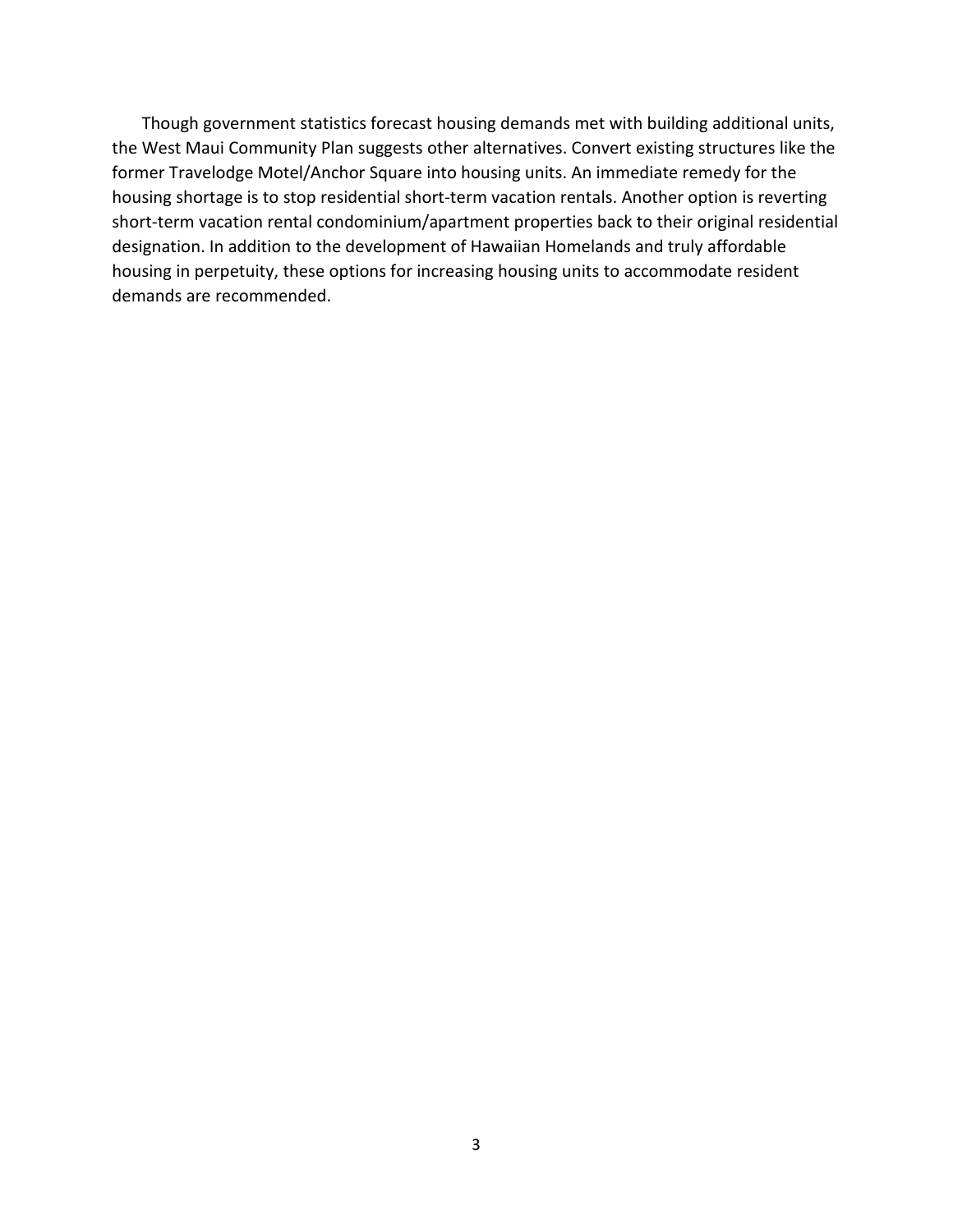Though government statistics forecast housing demands met with building additional units, the West Maui Community Plan suggests other alternatives. Convert existing structures like the former Travelodge Motel/Anchor Square into housing units. An immediate remedy for the housing shortage is to stop residential short-term vacation rentals. Another option is reverting short-term vacation rental condominium/apartment properties back to their original residential designation. In addition to the development of Hawaiian Homelands and truly affordable housing in perpetuity, these options for increasing housing units to accommodate resident demands are recommended.